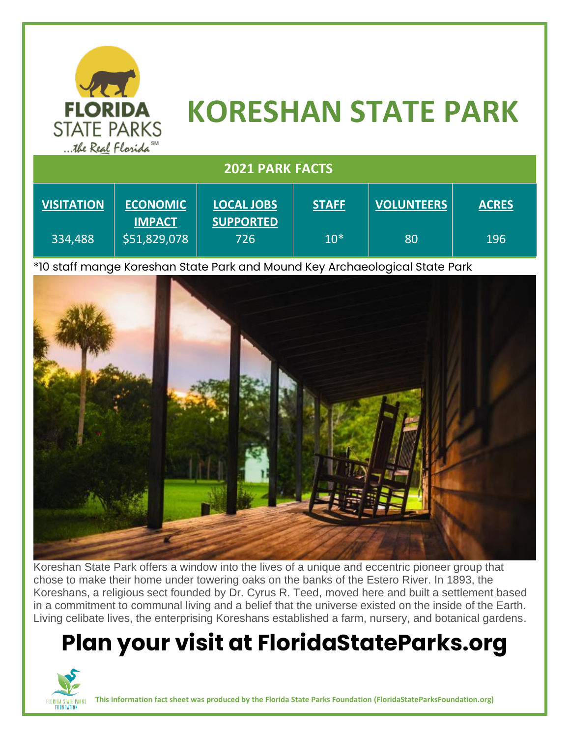# KORESHAN STATE PARK

## 2021 PARK FACTS

| VISITATION | ECONOMIC IMPACT | LOCAL JOBS SUPPORTED | STAFF | VOLUNTEERS | ACRES |
|---|---|---|---|---|---|
| 334,488 | $51,829,078 | 726 | 10* | 80 | 196 |

*10 staff mange Koreshan State Park and Mound Key Archaeological State Park

Koreshan State Park offers a window into the lives of a unique and eccentric pioneer group that chose to make their home under towering oaks on the banks of the Estero River. In 1893, the Koreshans, a religious sect founded by Dr. Cyrus R. Teed, moved here and built a settlement based in a commitment to communal living and a belief that the universe existed on the inside of the Earth. Living celibate lives, the enterprising Koreshans established a farm, nursery, and botanical gardens.

# Plan your visit at FloridaStateParks.org

**This information fact sheet was produced by the Florida State Parks Foundation (FloridaStateParksFoundation.org)**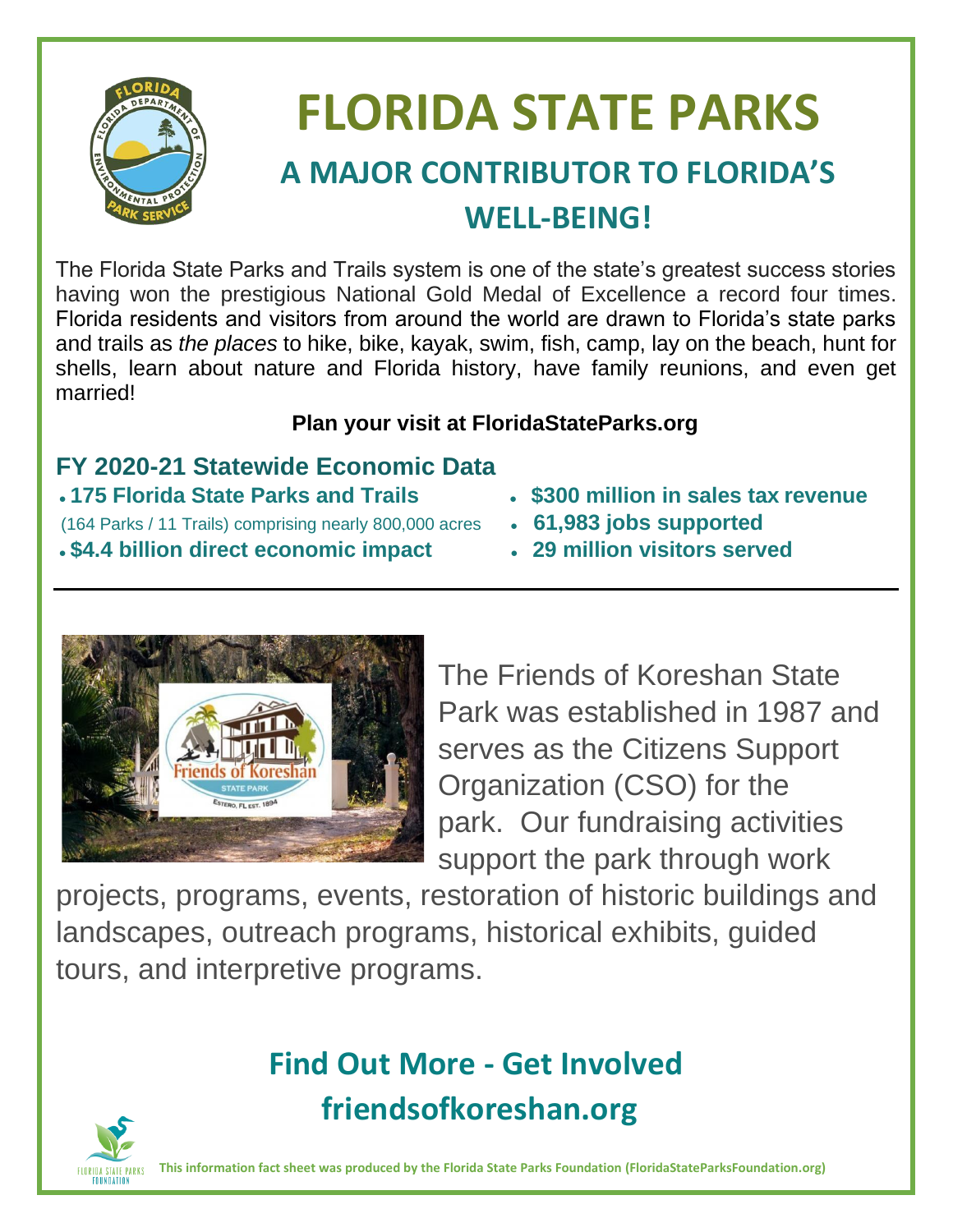# FLORIDA STATE PARKS

## A MAJOR CONTRIBUTOR TO FLORIDA'S WELL-BEING!

The Florida State Parks and Trails system is one of the state's greatest success stories having won the prestigious National Gold Medal of Excellence a record four times. Florida residents and visitors from around the world are drawn to Florida's state parks and trails as *the places* to hike, bike, kayak, swim, fish, camp, lay on the beach, hunt for shells, learn about nature and Florida history, have family reunions, and even get married!

**Plan your visit at FloridaStateParks.org**

### FY 2020-21 Statewide Economic Data

- **175 Florida State Parks and Trails**
  (164 Parks / 11 Trails) comprising nearly 800,000 acres
- **$4.4 billion direct economic impact**
- **$300 million in sales tax revenue**
- **61,983 jobs supported**
- **29 million visitors served**

---

The Friends of Koreshan State Park was established in 1987 and serves as the Citizens Support Organization (CSO) for the park. Our fundraising activities support the park through work projects, programs, events, restoration of historic buildings and landscapes, outreach programs, historical exhibits, guided tours, and interpretive programs.

## Find Out More - Get Involved
## friendsofkoreshan.org

**This information fact sheet was produced by the Florida State Parks Foundation (FloridaStateParksFoundation.org)**